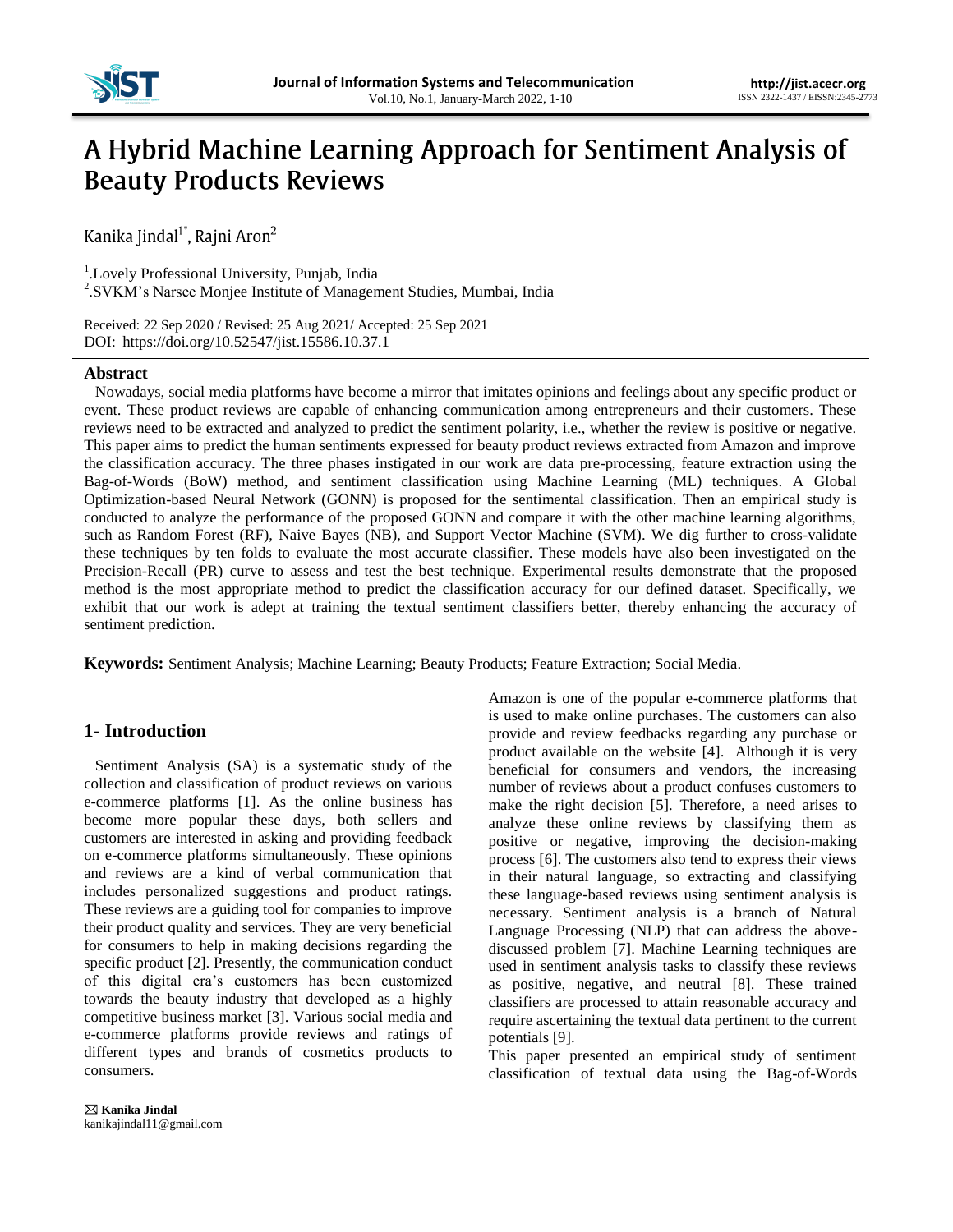# A Hybrid Machine Learning Approach for Sentiment Analysis of Beauty Products Reviews

Kanika Jindal[1*], Rajni Aron[2]

[1].Lovely Professional University, Punjab, India
[2].SVKM's Narsee Monjee Institute of Management Studies, Mumbai, India

Received: 22 Sep 2020 / Revised: 25 Aug 2021/ Accepted: 25 Sep 2021
DOI: https://doi.org/10.52547/jist.15586.10.37.1

## Abstract

Nowadays, social media platforms have become a mirror that imitates opinions and feelings about any specific product or event. These product reviews are capable of enhancing communication among entrepreneurs and their customers. These reviews need to be extracted and analyzed to predict the sentiment polarity, i.e., whether the review is positive or negative. This paper aims to predict the human sentiments expressed for beauty product reviews extracted from Amazon and improve the classification accuracy. The three phases instigated in our work are data pre-processing, feature extraction using the Bag-of-Words (BoW) method, and sentiment classification using Machine Learning (ML) techniques. A Global Optimization-based Neural Network (GONN) is proposed for the sentimental classification. Then an empirical study is conducted to analyze the performance of the proposed GONN and compare it with the other machine learning algorithms, such as Random Forest (RF), Naive Bayes (NB), and Support Vector Machine (SVM). We dig further to cross-validate these techniques by ten folds to evaluate the most accurate classifier. These models have also been investigated on the Precision-Recall (PR) curve to assess and test the best technique. Experimental results demonstrate that the proposed method is the most appropriate method to predict the classification accuracy for our defined dataset. Specifically, we exhibit that our work is adept at training the textual sentiment classifiers better, thereby enhancing the accuracy of sentiment prediction.

**Keywords:** Sentiment Analysis; Machine Learning; Beauty Products; Feature Extraction; Social Media.

## 1- Introduction

Sentiment Analysis (SA) is a systematic study of the collection and classification of product reviews on various e-commerce platforms [1]. As the online business has become more popular these days, both sellers and customers are interested in asking and providing feedback on e-commerce platforms simultaneously. These opinions and reviews are a kind of verbal communication that includes personalized suggestions and product ratings. These reviews are a guiding tool for companies to improve their product quality and services. They are very beneficial for consumers to help in making decisions regarding the specific product [2]. Presently, the communication conduct of this digital era's customers has been customized towards the beauty industry that developed as a highly competitive business market [3]. Various social media and e-commerce platforms provide reviews and ratings of different types and brands of cosmetics products to consumers.

Amazon is one of the popular e-commerce platforms that is used to make online purchases. The customers can also provide and review feedbacks regarding any purchase or product available on the website [4]. Although it is very beneficial for consumers and vendors, the increasing number of reviews about a product confuses customers to make the right decision [5]. Therefore, a need arises to analyze these online reviews by classifying them as positive or negative, improving the decision-making process [6]. The customers also tend to express their views in their natural language, so extracting and classifying these language-based reviews using sentiment analysis is necessary. Sentiment analysis is a branch of Natural Language Processing (NLP) that can address the above-discussed problem [7]. Machine Learning techniques are used in sentiment analysis tasks to classify these reviews as positive, negative, and neutral [8]. These trained classifiers are processed to attain reasonable accuracy and require ascertaining the textual data pertinent to the current potentials [9].

This paper presented an empirical study of sentiment classification of textual data using the Bag-of-Words

✉ **Kanika Jindal**
kanikajindal11@gmail.com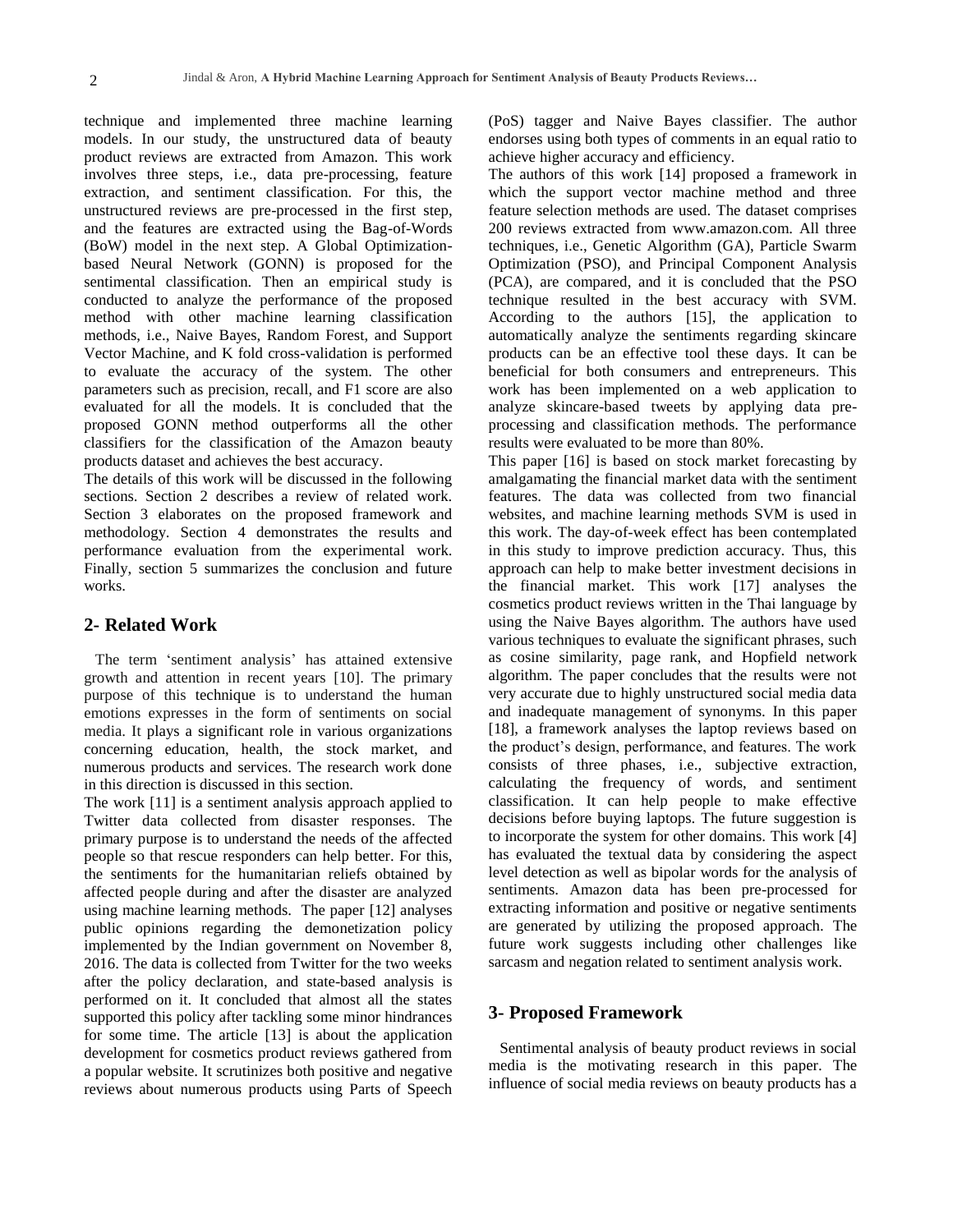technique and implemented three machine learning models. In our study, the unstructured data of beauty product reviews are extracted from Amazon. This work involves three steps, i.e., data pre-processing, feature extraction, and sentiment classification. For this, the unstructured reviews are pre-processed in the first step, and the features are extracted using the Bag-of-Words (BoW) model in the next step. A Global Optimization-based Neural Network (GONN) is proposed for the sentimental classification. Then an empirical study is conducted to analyze the performance of the proposed method with other machine learning classification methods, i.e., Naive Bayes, Random Forest, and Support Vector Machine, and K fold cross-validation is performed to evaluate the accuracy of the system. The other parameters such as precision, recall, and F1 score are also evaluated for all the models. It is concluded that the proposed GONN method outperforms all the other classifiers for the classification of the Amazon beauty products dataset and achieves the best accuracy.

The details of this work will be discussed in the following sections. Section 2 describes a review of related work. Section 3 elaborates on the proposed framework and methodology. Section 4 demonstrates the results and performance evaluation from the experimental work. Finally, section 5 summarizes the conclusion and future works.

## 2- Related Work

The term 'sentiment analysis' has attained extensive growth and attention in recent years [10]. The primary purpose of this technique is to understand the human emotions expresses in the form of sentiments on social media. It plays a significant role in various organizations concerning education, health, the stock market, and numerous products and services. The research work done in this direction is discussed in this section.

The work [11] is a sentiment analysis approach applied to Twitter data collected from disaster responses. The primary purpose is to understand the needs of the affected people so that rescue responders can help better. For this, the sentiments for the humanitarian reliefs obtained by affected people during and after the disaster are analyzed using machine learning methods. The paper [12] analyses public opinions regarding the demonetization policy implemented by the Indian government on November 8, 2016. The data is collected from Twitter for the two weeks after the policy declaration, and state-based analysis is performed on it. It concluded that almost all the states supported this policy after tackling some minor hindrances for some time. The article [13] is about the application development for cosmetics product reviews gathered from a popular website. It scrutinizes both positive and negative reviews about numerous products using Parts of Speech (PoS) tagger and Naive Bayes classifier. The author endorses using both types of comments in an equal ratio to achieve higher accuracy and efficiency.

The authors of this work [14] proposed a framework in which the support vector machine method and three feature selection methods are used. The dataset comprises 200 reviews extracted from www.amazon.com. All three techniques, i.e., Genetic Algorithm (GA), Particle Swarm Optimization (PSO), and Principal Component Analysis (PCA), are compared, and it is concluded that the PSO technique resulted in the best accuracy with SVM. According to the authors [15], the application to automatically analyze the sentiments regarding skincare products can be an effective tool these days. It can be beneficial for both consumers and entrepreneurs. This work has been implemented on a web application to analyze skincare-based tweets by applying data pre-processing and classification methods. The performance results were evaluated to be more than 80%.

This paper [16] is based on stock market forecasting by amalgamating the financial market data with the sentiment features. The data was collected from two financial websites, and machine learning methods SVM is used in this work. The day-of-week effect has been contemplated in this study to improve prediction accuracy. Thus, this approach can help to make better investment decisions in the financial market. This work [17] analyses the cosmetics product reviews written in the Thai language by using the Naive Bayes algorithm. The authors have used various techniques to evaluate the significant phrases, such as cosine similarity, page rank, and Hopfield network algorithm. The paper concludes that the results were not very accurate due to highly unstructured social media data and inadequate management of synonyms. In this paper [18], a framework analyses the laptop reviews based on the product's design, performance, and features. The work consists of three phases, i.e., subjective extraction, calculating the frequency of words, and sentiment classification. It can help people to make effective decisions before buying laptops. The future suggestion is to incorporate the system for other domains. This work [4] has evaluated the textual data by considering the aspect level detection as well as bipolar words for the analysis of sentiments. Amazon data has been pre-processed for extracting information and positive or negative sentiments are generated by utilizing the proposed approach. The future work suggests including other challenges like sarcasm and negation related to sentiment analysis work.

## 3- Proposed Framework

Sentimental analysis of beauty product reviews in social media is the motivating research in this paper. The influence of social media reviews on beauty products has a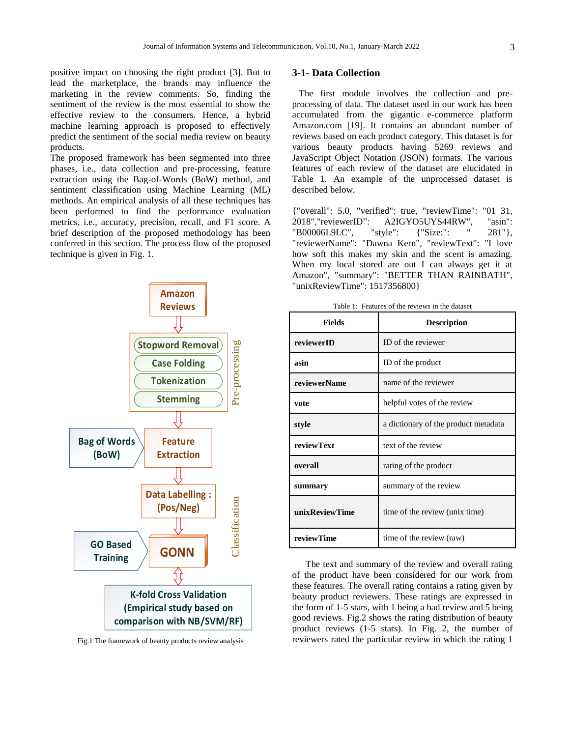positive impact on choosing the right product [3]. But to lead the marketplace, the brands may influence the marketing in the review comments. So, finding the sentiment of the review is the most essential to show the effective review to the consumers. Hence, a hybrid machine learning approach is proposed to effectively predict the sentiment of the social media review on beauty products.

The proposed framework has been segmented into three phases, i.e., data collection and pre-processing, feature extraction using the Bag-of-Words (BoW) method, and sentiment classification using Machine Learning (ML) methods. An empirical analysis of all these techniques has been performed to find the performance evaluation metrics, i.e., accuracy, precision, recall, and F1 score. A brief description of the proposed methodology has been conferred in this section. The process flow of the proposed technique is given in Fig. 1.

Fig.1 The framework of beauty products review analysis

## 3-1- Data Collection

The first module involves the collection and pre-processing of data. The dataset used in our work has been accumulated from the gigantic e-commerce platform Amazon.com [19]. It contains an abundant number of reviews based on each product category. This dataset is for various beauty products having 5269 reviews and JavaScript Object Notation (JSON) formats. The various features of each review of the dataset are elucidated in Table 1. An example of the unprocessed dataset is described below.

{"overall": 5.0, "verified": true, "reviewTime": "01 31, 2018","reviewerID": A2IGYO5UYS44RW", "asin": "B00006L9LC", "style": {"Size:": " 281"}, "reviewerName": "Dawna Kern", "reviewText": "I love how soft this makes my skin and the scent is amazing. When my local stored are out I can always get it at Amazon", "summary": "BETTER THAN RAINBATH", "unixReviewTime": 1517356800}

Table 1: Features of the reviews in the dataset

| Fields | Description |
|---|---|
| **reviewerID** | ID of the reviewer |
| **asin** | ID of the product |
| **reviewerName** | name of the reviewer |
| **vote** | helpful votes of the review |
| **style** | a dictionary of the product metadata |
| **reviewText** | text of the review |
| **overall** | rating of the product |
| **summary** | summary of the review |
| **unixReviewTime** | time of the review (unix time) |
| **reviewTime** | time of the review (raw) |

The text and summary of the review and overall rating of the product have been considered for our work from these features. The overall rating contains a rating given by beauty product reviewers. These ratings are expressed in the form of 1-5 stars, with 1 being a bad review and 5 being good reviews. Fig.2 shows the rating distribution of beauty product reviews (1-5 stars). In Fig. 2, the number of reviewers rated the particular review in which the rating 1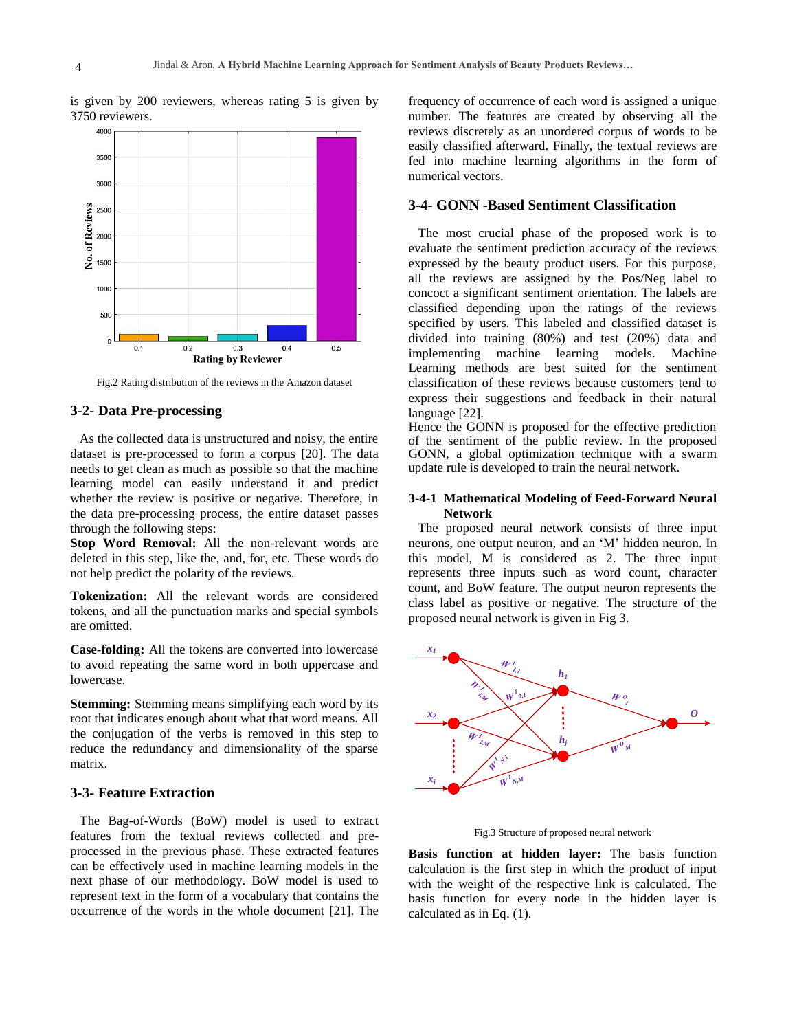is given by 200 reviewers, whereas rating 5 is given by 3750 reviewers.

Fig.2 Rating distribution of the reviews in the Amazon dataset

## 3-2- Data Pre-processing

As the collected data is unstructured and noisy, the entire dataset is pre-processed to form a corpus [20]. The data needs to get clean as much as possible so that the machine learning model can easily understand it and predict whether the review is positive or negative. Therefore, in the data pre-processing process, the entire dataset passes through the following steps:

**Stop Word Removal:** All the non-relevant words are deleted in this step, like the, and, for, etc. These words do not help predict the polarity of the reviews.

**Tokenization:** All the relevant words are considered tokens, and all the punctuation marks and special symbols are omitted.

**Case-folding:** All the tokens are converted into lowercase to avoid repeating the same word in both uppercase and lowercase.

**Stemming:** Stemming means simplifying each word by its root that indicates enough about what that word means. All the conjugation of the verbs is removed in this step to reduce the redundancy and dimensionality of the sparse matrix.

## 3-3- Feature Extraction

The Bag-of-Words (BoW) model is used to extract features from the textual reviews collected and pre-processed in the previous phase. These extracted features can be effectively used in machine learning models in the next phase of our methodology. BoW model is used to represent text in the form of a vocabulary that contains the occurrence of the words in the whole document [21]. The frequency of occurrence of each word is assigned a unique number. The features are created by observing all the reviews discretely as an unordered corpus of words to be easily classified afterward. Finally, the textual reviews are fed into machine learning algorithms in the form of numerical vectors.

## 3-4- GONN -Based Sentiment Classification

The most crucial phase of the proposed work is to evaluate the sentiment prediction accuracy of the reviews expressed by the beauty product users. For this purpose, all the reviews are assigned by the Pos/Neg label to concoct a significant sentiment orientation. The labels are classified depending upon the ratings of the reviews specified by users. This labeled and classified dataset is divided into training (80%) and test (20%) data and implementing machine learning models. Machine Learning methods are best suited for the sentiment classification of these reviews because customers tend to express their suggestions and feedback in their natural language [22].

Hence the GONN is proposed for the effective prediction of the sentiment of the public review. In the proposed GONN, a global optimization technique with a swarm update rule is developed to train the neural network.

### 3-4-1 Mathematical Modeling of Feed-Forward Neural Network

The proposed neural network consists of three input neurons, one output neuron, and an 'M' hidden neuron. In this model, M is considered as 2. The three input represents three inputs such as word count, character count, and BoW feature. The output neuron represents the class label as positive or negative. The structure of the proposed neural network is given in Fig 3.

Fig.3 Structure of proposed neural network

**Basis function at hidden layer:** The basis function calculation is the first step in which the product of input with the weight of the respective link is calculated. The basis function for every node in the hidden layer is calculated as in Eq. (1).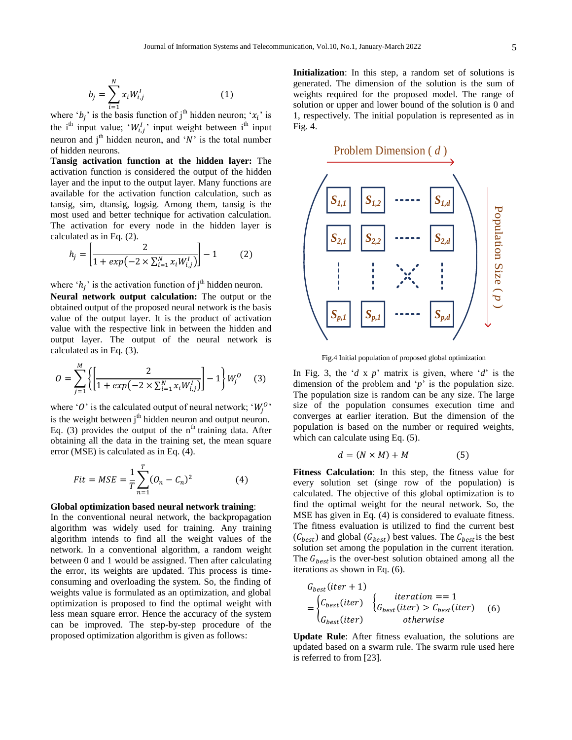$$b_j = \sum_{i=1}^{N} x_i W_{i,j}^{I} \quad (1)$$

where '$b_j$' is the basis function of j[th] hidden neuron; '$x_i$' is the i[th] input value; '$W_{i,j}^{I}$' input weight between i[th] input neuron and j[th] hidden neuron, and '$N$' is the total number of hidden neurons.

**Tansig activation function at the hidden layer:** The activation function is considered the output of the hidden layer and the input to the output layer. Many functions are available for the activation function calculation, such as tansig, sim, dtansig, logsig. Among them, tansig is the most used and better technique for activation calculation. The activation for every node in the hidden layer is calculated as in Eq. (2).

$$h_j = \left[\frac{2}{1 + exp\left(-2 \times \sum_{i=1}^{N} x_i W_{i,j}^{I}\right)}\right] - 1 \quad (2)$$

where '$h_j$' is the activation function of j[th] hidden neuron.

**Neural network output calculation:** The output or the obtained output of the proposed neural network is the basis value of the output layer. It is the product of activation value with the respective link in between the hidden and output layer. The output of the neural network is calculated as in Eq. (3).

$$O = \sum_{j=1}^{M} \left\{\left[\frac{2}{1 + exp\left(-2 \times \sum_{i=1}^{N} x_i W_{i,j}^{I}\right)}\right] - 1\right\} W_j^{O} \quad (3)$$

where '$O$' is the calculated output of neural network; '$W_j^{O}$' is the weight between j[th] hidden neuron and output neuron. Eq. (3) provides the output of the n[th] training data. After obtaining all the data in the training set, the mean square error (MSE) is calculated as in Eq. (4).

$$Fit = MSE = \frac{1}{T} \sum_{n=1}^{T} (O_n - C_n)^2 \quad (4)$$

**Global optimization based neural network training**:
In the conventional neural network, the backpropagation algorithm was widely used for training. Any training algorithm intends to find all the weight values of the network. In a conventional algorithm, a random weight between 0 and 1 would be assigned. Then after calculating the error, its weights are updated. This process is time-consuming and overloading the system. So, the finding of weights value is formulated as an optimization, and global optimization is proposed to find the optimal weight with less mean square error. Hence the accuracy of the system can be improved. The step-by-step procedure of the proposed optimization algorithm is given as follows:

**Initialization**: In this step, a random set of solutions is generated. The dimension of the solution is the sum of weights required for the proposed model. The range of solution or upper and lower bound of the solution is 0 and 1, respectively. The initial population is represented as in Fig. 4.

$$\text{Problem Dimension } (d) \rightarrow \qquad \begin{pmatrix} S_{1,1} & S_{1,2} & \cdots & S_{1,d} \\ S_{2,1} & S_{2,2} & \cdots & S_{2,d} \\ \vdots & \vdots & \ddots & \vdots \\ S_{p,1} & S_{p,1} & \cdots & S_{p,d} \end{pmatrix} \qquad \downarrow \text{ Population Size } (p)$$

Fig.4 Initial population of proposed global optimization

In Fig. 3, the '$d$ x $p$' matrix is given, where '$d$' is the dimension of the problem and '$p$' is the population size. The population size is random can be any size. The large size of the population consumes execution time and converges at earlier iteration. But the dimension of the population is based on the number or required weights, which can calculate using Eq. (5).

$$d = (N \times M) + M \quad (5)$$

**Fitness Calculation**: In this step, the fitness value for every solution set (singe row of the population) is calculated. The objective of this global optimization is to find the optimal weight for the neural network. So, the MSE has given in Eq. (4) is considered to evaluate fitness. The fitness evaluation is utilized to find the current best ($C_{best}$) and global ($G_{best}$) best values. The $C_{best}$ is the best solution set among the population in the current iteration. The $G_{best}$ is the over-best solution obtained among all the iterations as shown in Eq. (6).

$$G_{best}(iter+1) = \begin{cases} C_{best}(iter) & \begin{cases} iteration == 1 \\ G_{best}(iter) > C_{best}(iter) \end{cases} \\ G_{best}(iter) & \quad otherwise \end{cases} \quad (6)$$

**Update Rule**: After fitness evaluation, the solutions are updated based on a swarm rule. The swarm rule used here is referred to from [23].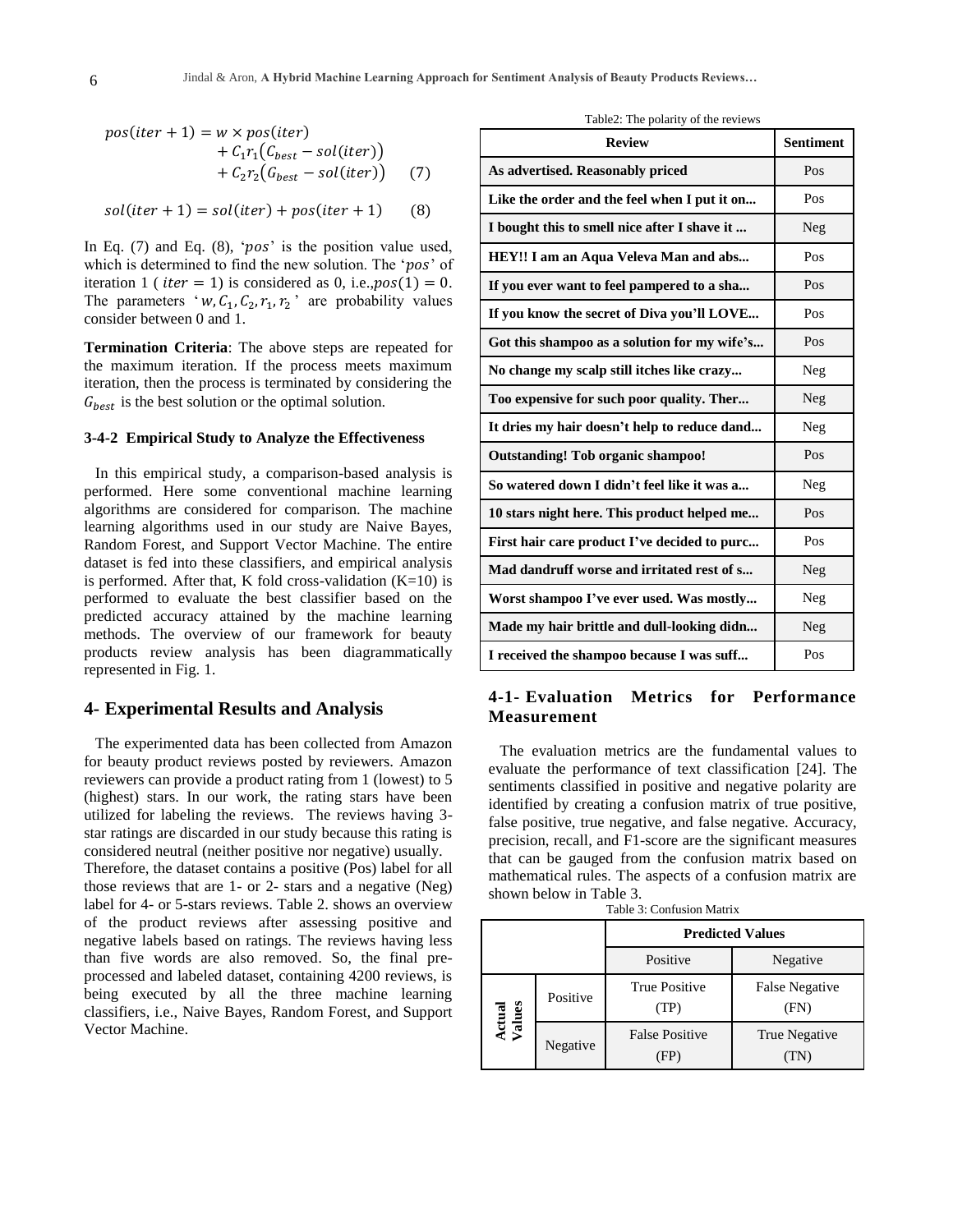$$pos(iter+1) = w \times pos(iter) + C_1 r_1 (C_{best} - sol(iter)) + C_2 r_2 (G_{best} - sol(iter)) \quad (7)$$

$$sol(iter+1) = sol(iter) + pos(iter+1) \quad (8)$$

In Eq. (7) and Eq. (8), '$pos$' is the position value used, which is determined to find the new solution. The '$pos$' of iteration 1 ( $iter = 1$) is considered as 0, i.e.,$pos(1) = 0$. The parameters '$w, C_1, C_2, r_1, r_2$' are probability values consider between 0 and 1.

**Termination Criteria**: The above steps are repeated for the maximum iteration. If the process meets maximum iteration, then the process is terminated by considering the $G_{best}$ is the best solution or the optimal solution.

### 3-4-2 Empirical Study to Analyze the Effectiveness

In this empirical study, a comparison-based analysis is performed. Here some conventional machine learning algorithms are considered for comparison. The machine learning algorithms used in our study are Naive Bayes, Random Forest, and Support Vector Machine. The entire dataset is fed into these classifiers, and empirical analysis is performed. After that, K fold cross-validation (K=10) is performed to evaluate the best classifier based on the predicted accuracy attained by the machine learning methods. The overview of our framework for beauty products review analysis has been diagrammatically represented in Fig. 1.

## 4- Experimental Results and Analysis

The experimented data has been collected from Amazon for beauty product reviews posted by reviewers. Amazon reviewers can provide a product rating from 1 (lowest) to 5 (highest) stars. In our work, the rating stars have been utilized for labeling the reviews. The reviews having 3-star ratings are discarded in our study because this rating is considered neutral (neither positive nor negative) usually.
Therefore, the dataset contains a positive (Pos) label for all those reviews that are 1- or 2- stars and a negative (Neg) label for 4- or 5-stars reviews. Table 2. shows an overview of the product reviews after assessing positive and negative labels based on ratings. The reviews having less than five words are also removed. So, the final pre-processed and labeled dataset, containing 4200 reviews, is being executed by all the three machine learning classifiers, i.e., Naive Bayes, Random Forest, and Support Vector Machine.

Table2: The polarity of the reviews

| Review | Sentiment |
|---|---|
| As advertised. Reasonably priced | Pos |
| Like the order and the feel when I put it on... | Pos |
| I bought this to smell nice after I shave it ... | Neg |
| HEY!! I am an Aqua Veleva Man and abs... | Pos |
| If you ever want to feel pampered to a sha... | Pos |
| If you know the secret of Diva you'll LOVE... | Pos |
| Got this shampoo as a solution for my wife's... | Pos |
| No change my scalp still itches like crazy... | Neg |
| Too expensive for such poor quality. Ther... | Neg |
| It dries my hair doesn't help to reduce dand... | Neg |
| Outstanding! Tob organic shampoo! | Pos |
| So watered down I didn't feel like it was a... | Neg |
| 10 stars night here. This product helped me... | Pos |
| First hair care product I've decided to purc... | Pos |
| Mad dandruff worse and irritated rest of s... | Neg |
| Worst shampoo I've ever used. Was mostly... | Neg |
| Made my hair brittle and dull-looking didn... | Neg |
| I received the shampoo because I was suff... | Pos |

## 4-1- Evaluation Metrics for Performance Measurement

The evaluation metrics are the fundamental values to evaluate the performance of text classification [24]. The sentiments classified in positive and negative polarity are identified by creating a confusion matrix of true positive, false positive, true negative, and false negative. Accuracy, precision, recall, and F1-score are the significant measures that can be gauged from the confusion matrix based on mathematical rules. The aspects of a confusion matrix are shown below in Table 3.

Table 3: Confusion Matrix

| | | Predicted Values | |
|---|---|---|---|
| | | Positive | Negative |
| Actual Values | Positive | True Positive (TP) | False Negative (FN) |
| | Negative | False Positive (FP) | True Negative (TN) |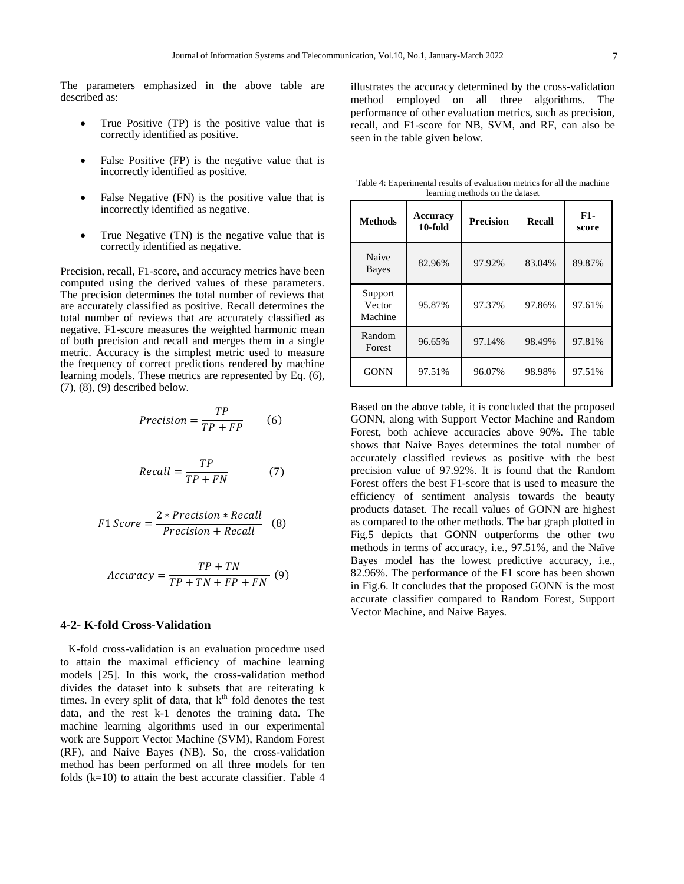The parameters emphasized in the above table are described as:

- True Positive (TP) is the positive value that is correctly identified as positive.
- False Positive (FP) is the negative value that is incorrectly identified as positive.
- False Negative (FN) is the positive value that is incorrectly identified as negative.
- True Negative (TN) is the negative value that is correctly identified as negative.

Precision, recall, F1-score, and accuracy metrics have been computed using the derived values of these parameters. The precision determines the total number of reviews that are accurately classified as positive. Recall determines the total number of reviews that are accurately classified as negative. F1-score measures the weighted harmonic mean of both precision and recall and merges them in a single metric. Accuracy is the simplest metric used to measure the frequency of correct predictions rendered by machine learning models. These metrics are represented by Eq. (6), (7), (8), (9) described below.

$$Precision = \frac{TP}{TP + FP} \qquad (6)$$

$$Recall = \frac{TP}{TP + FN} \qquad (7)$$

$$F1\,Score = \frac{2 * Precision * Recall}{Precision + Recall} \qquad (8)$$

$$Accuracy = \frac{TP + TN}{TP + TN + FP + FN} \qquad (9)$$

## 4-2- K-fold Cross-Validation

K-fold cross-validation is an evaluation procedure used to attain the maximal efficiency of machine learning models [25]. In this work, the cross-validation method divides the dataset into k subsets that are reiterating k times. In every split of data, that $k^{th}$ fold denotes the test data, and the rest k-1 denotes the training data. The machine learning algorithms used in our experimental work are Support Vector Machine (SVM), Random Forest (RF), and Naive Bayes (NB). So, the cross-validation method has been performed on all three models for ten folds (k=10) to attain the best accurate classifier. Table 4 illustrates the accuracy determined by the cross-validation method employed on all three algorithms. The performance of other evaluation metrics, such as precision, recall, and F1-score for NB, SVM, and RF, can also be seen in the table given below.

Table 4: Experimental results of evaluation metrics for all the machine learning methods on the dataset

| Methods | Accuracy 10-fold | Precision | Recall | F1-score |
|---|---|---|---|---|
| Naive Bayes | 82.96% | 97.92% | 83.04% | 89.87% |
| Support Vector Machine | 95.87% | 97.37% | 97.86% | 97.61% |
| Random Forest | 96.65% | 97.14% | 98.49% | 97.81% |
| GONN | 97.51% | 96.07% | 98.98% | 97.51% |

Based on the above table, it is concluded that the proposed GONN, along with Support Vector Machine and Random Forest, both achieve accuracies above 90%. The table shows that Naive Bayes determines the total number of accurately classified reviews as positive with the best precision value of 97.92%. It is found that the Random Forest offers the best F1-score that is used to measure the efficiency of sentiment analysis towards the beauty products dataset. The recall values of GONN are highest as compared to the other methods. The bar graph plotted in Fig.5 depicts that GONN outperforms the other two methods in terms of accuracy, i.e., 97.51%, and the Naïve Bayes model has the lowest predictive accuracy, i.e., 82.96%. The performance of the F1 score has been shown in Fig.6. It concludes that the proposed GONN is the most accurate classifier compared to Random Forest, Support Vector Machine, and Naive Bayes.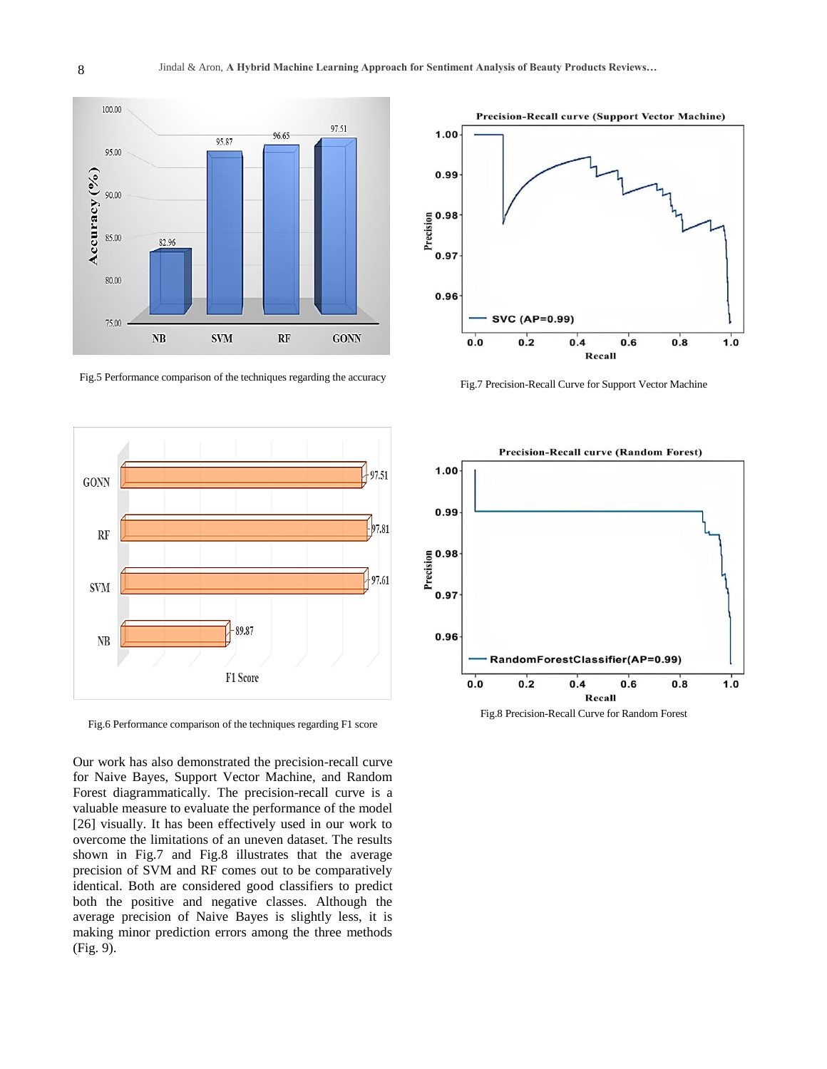Fig.5 Performance comparison of the techniques regarding the accuracy

Fig.7 Precision-Recall Curve for Support Vector Machine

Fig.6 Performance comparison of the techniques regarding F1 score

Fig.8 Precision-Recall Curve for Random Forest

Our work has also demonstrated the precision-recall curve for Naive Bayes, Support Vector Machine, and Random Forest diagrammatically. The precision-recall curve is a valuable measure to evaluate the performance of the model [26] visually. It has been effectively used in our work to overcome the limitations of an uneven dataset. The results shown in Fig.7 and Fig.8 illustrates that the average precision of SVM and RF comes out to be comparatively identical. Both are considered good classifiers to predict both the positive and negative classes. Although the average precision of Naive Bayes is slightly less, it is making minor prediction errors among the three methods (Fig. 9).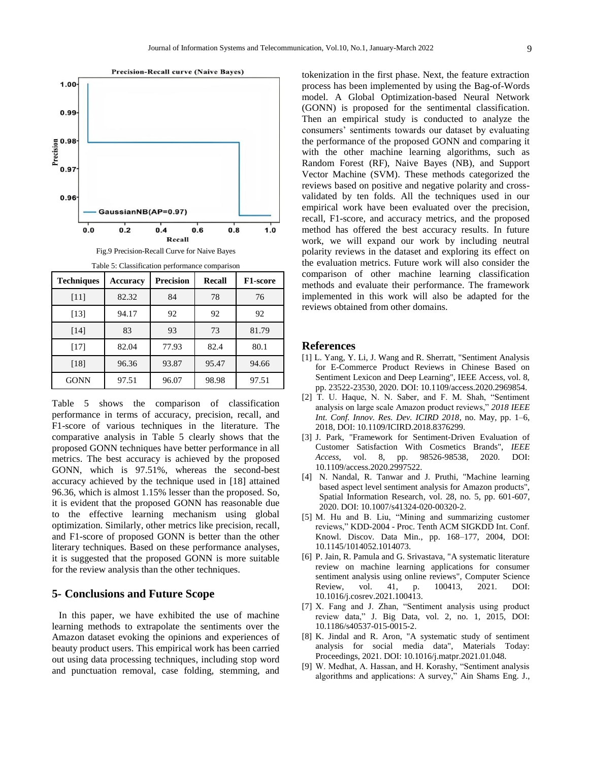Fig.9 Precision-Recall Curve for Naive Bayes

Table 5: Classification performance comparison

| Techniques | Accuracy | Precision | Recall | F1-score |
|---|---|---|---|---|
| [11] | 82.32 | 84 | 78 | 76 |
| [13] | 94.17 | 92 | 92 | 92 |
| [14] | 83 | 93 | 73 | 81.79 |
| [17] | 82.04 | 77.93 | 82.4 | 80.1 |
| [18] | 96.36 | 93.87 | 95.47 | 94.66 |
| GONN | 97.51 | 96.07 | 98.98 | 97.51 |

Table 5 shows the comparison of classification performance in terms of accuracy, precision, recall, and F1-score of various techniques in the literature. The comparative analysis in Table 5 clearly shows that the proposed GONN techniques have better performance in all metrics. The best accuracy is achieved by the proposed GONN, which is 97.51%, whereas the second-best accuracy achieved by the technique used in [18] attained 96.36, which is almost 1.15% lesser than the proposed. So, it is evident that the proposed GONN has reasonable due to the effective learning mechanism using global optimization. Similarly, other metrics like precision, recall, and F1-score of proposed GONN is better than the other literary techniques. Based on these performance analyses, it is suggested that the proposed GONN is more suitable for the review analysis than the other techniques.

## 5- Conclusions and Future Scope

In this paper, we have exhibited the use of machine learning methods to extrapolate the sentiments over the Amazon dataset evoking the opinions and experiences of beauty product users. This empirical work has been carried out using data processing techniques, including stop word and punctuation removal, case folding, stemming, and tokenization in the first phase. Next, the feature extraction process has been implemented by using the Bag-of-Words model. A Global Optimization-based Neural Network (GONN) is proposed for the sentimental classification. Then an empirical study is conducted to analyze the consumers' sentiments towards our dataset by evaluating the performance of the proposed GONN and comparing it with the other machine learning algorithms, such as Random Forest (RF), Naive Bayes (NB), and Support Vector Machine (SVM). These methods categorized the reviews based on positive and negative polarity and cross-validated by ten folds. All the techniques used in our empirical work have been evaluated over the precision, recall, F1-score, and accuracy metrics, and the proposed method has offered the best accuracy results. In future work, we will expand our work by including neutral polarity reviews in the dataset and exploring its effect on the evaluation metrics. Future work will also consider the comparison of other machine learning classification methods and evaluate their performance. The framework implemented in this work will also be adapted for the reviews obtained from other domains.

## References

[1] L. Yang, Y. Li, J. Wang and R. Sherratt, "Sentiment Analysis for E-Commerce Product Reviews in Chinese Based on Sentiment Lexicon and Deep Learning", IEEE Access, vol. 8, pp. 23522-23530, 2020. DOI: 10.1109/access.2020.2969854.

[2] T. U. Haque, N. N. Saber, and F. M. Shah, "Sentiment analysis on large scale Amazon product reviews," *2018 IEEE Int. Conf. Innov. Res. Dev. ICIRD 2018*, no. May, pp. 1–6, 2018, DOI: 10.1109/ICIRD.2018.8376299.

[3] J. Park, "Framework for Sentiment-Driven Evaluation of Customer Satisfaction With Cosmetics Brands", *IEEE Access*, vol. 8, pp. 98526-98538, 2020. DOI: 10.1109/access.2020.2997522.

[4] N. Nandal, R. Tanwar and J. Pruthi, "Machine learning based aspect level sentiment analysis for Amazon products", Spatial Information Research, vol. 28, no. 5, pp. 601-607, 2020. DOI: 10.1007/s41324-020-00320-2.

[5] M. Hu and B. Liu, "Mining and summarizing customer reviews," KDD-2004 - Proc. Tenth ACM SIGKDD Int. Conf. Knowl. Discov. Data Min., pp. 168–177, 2004, DOI: 10.1145/1014052.1014073.

[6] P. Jain, R. Pamula and G. Srivastava, "A systematic literature review on machine learning applications for consumer sentiment analysis using online reviews", Computer Science Review, vol. 41, p. 100413, 2021. DOI: 10.1016/j.cosrev.2021.100413.

[7] X. Fang and J. Zhan, "Sentiment analysis using product review data," J. Big Data, vol. 2, no. 1, 2015, DOI: 10.1186/s40537-015-0015-2.

[8] K. Jindal and R. Aron, "A systematic study of sentiment analysis for social media data", Materials Today: Proceedings, 2021. DOI: 10.1016/j.matpr.2021.01.048.

[9] W. Medhat, A. Hassan, and H. Korashy, "Sentiment analysis algorithms and applications: A survey," Ain Shams Eng. J.,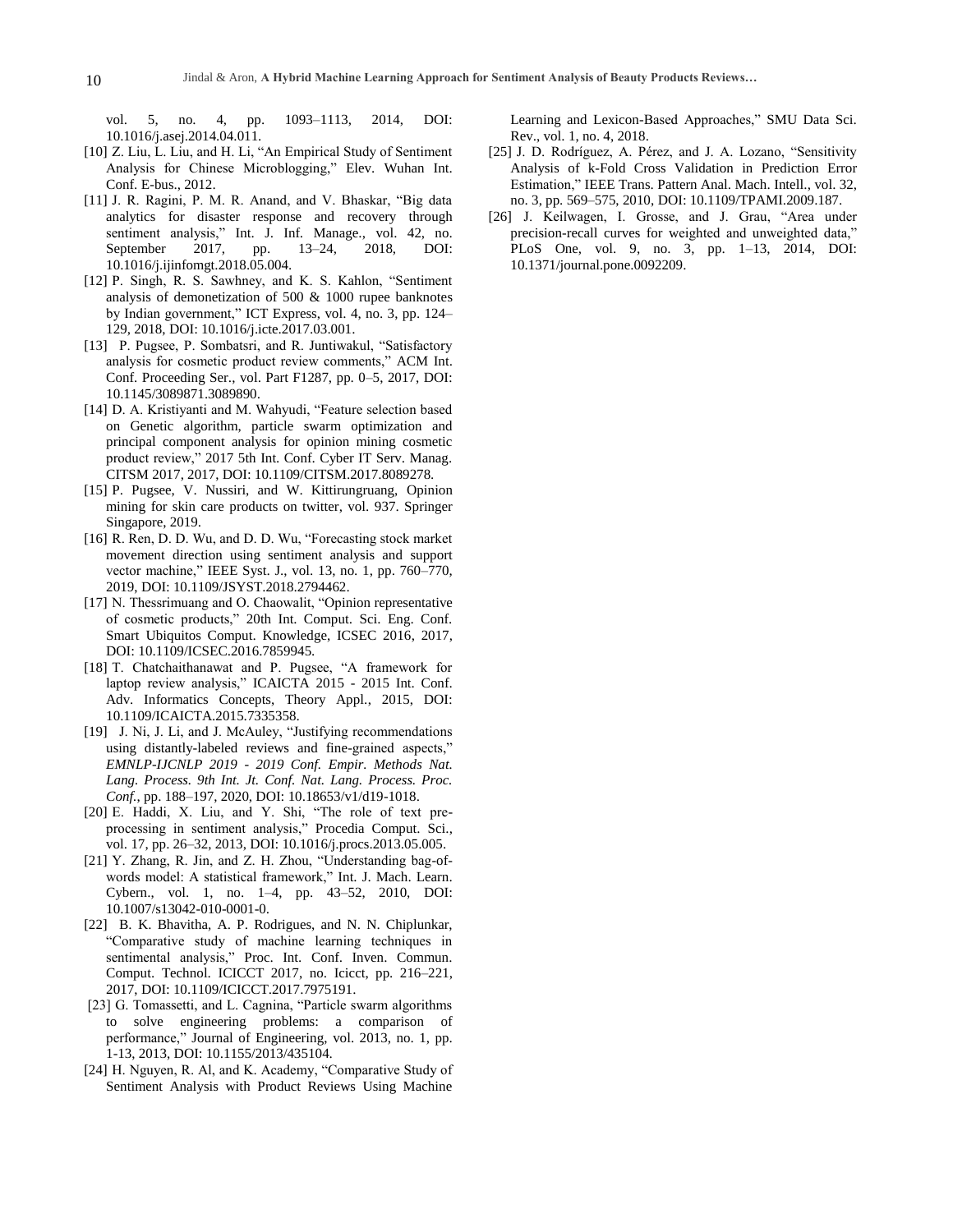vol. 5, no. 4, pp. 1093–1113, 2014, DOI: 10.1016/j.asej.2014.04.011.

[10] Z. Liu, L. Liu, and H. Li, "An Empirical Study of Sentiment Analysis for Chinese Microblogging," Elev. Wuhan Int. Conf. E-bus., 2012.

[11] J. R. Ragini, P. M. R. Anand, and V. Bhaskar, "Big data analytics for disaster response and recovery through sentiment analysis," Int. J. Inf. Manage., vol. 42, no. September 2017, pp. 13–24, 2018, DOI: 10.1016/j.ijinfomgt.2018.05.004.

[12] P. Singh, R. S. Sawhney, and K. S. Kahlon, "Sentiment analysis of demonetization of 500 & 1000 rupee banknotes by Indian government," ICT Express, vol. 4, no. 3, pp. 124–129, 2018, DOI: 10.1016/j.icte.2017.03.001.

[13] P. Pugsee, P. Sombatsri, and R. Juntiwakul, "Satisfactory analysis for cosmetic product review comments," ACM Int. Conf. Proceeding Ser., vol. Part F1287, pp. 0–5, 2017, DOI: 10.1145/3089871.3089890.

[14] D. A. Kristiyanti and M. Wahyudi, "Feature selection based on Genetic algorithm, particle swarm optimization and principal component analysis for opinion mining cosmetic product review," 2017 5th Int. Conf. Cyber IT Serv. Manag. CITSM 2017, 2017, DOI: 10.1109/CITSM.2017.8089278.

[15] P. Pugsee, V. Nussiri, and W. Kittirungruang, Opinion mining for skin care products on twitter, vol. 937. Springer Singapore, 2019.

[16] R. Ren, D. D. Wu, and D. D. Wu, "Forecasting stock market movement direction using sentiment analysis and support vector machine," IEEE Syst. J., vol. 13, no. 1, pp. 760–770, 2019, DOI: 10.1109/JSYST.2018.2794462.

[17] N. Thessrimuang and O. Chaowalit, "Opinion representative of cosmetic products," 20th Int. Comput. Sci. Eng. Conf. Smart Ubiquitos Comput. Knowledge, ICSEC 2016, 2017, DOI: 10.1109/ICSEC.2016.7859945.

[18] T. Chatchaithanawat and P. Pugsee, "A framework for laptop review analysis," ICAICTA 2015 - 2015 Int. Conf. Adv. Informatics Concepts, Theory Appl., 2015, DOI: 10.1109/ICAICTA.2015.7335358.

[19] J. Ni, J. Li, and J. McAuley, "Justifying recommendations using distantly-labeled reviews and fine-grained aspects," *EMNLP-IJCNLP 2019 - 2019 Conf. Empir. Methods Nat. Lang. Process. 9th Int. Jt. Conf. Nat. Lang. Process. Proc. Conf.*, pp. 188–197, 2020, DOI: 10.18653/v1/d19-1018.

[20] E. Haddi, X. Liu, and Y. Shi, "The role of text pre-processing in sentiment analysis," Procedia Comput. Sci., vol. 17, pp. 26–32, 2013, DOI: 10.1016/j.procs.2013.05.005.

[21] Y. Zhang, R. Jin, and Z. H. Zhou, "Understanding bag-of-words model: A statistical framework," Int. J. Mach. Learn. Cybern., vol. 1, no. 1–4, pp. 43–52, 2010, DOI: 10.1007/s13042-010-0001-0.

[22] B. K. Bhavitha, A. P. Rodrigues, and N. N. Chiplunkar, "Comparative study of machine learning techniques in sentimental analysis," Proc. Int. Conf. Inven. Commun. Comput. Technol. ICICCT 2017, no. Icicct, pp. 216–221, 2017, DOI: 10.1109/ICICCT.2017.7975191.

[23] G. Tomassetti, and L. Cagnina, "Particle swarm algorithms to solve engineering problems: a comparison of performance," Journal of Engineering, vol. 2013, no. 1, pp. 1-13, 2013, DOI: 10.1155/2013/435104.

[24] H. Nguyen, R. Al, and K. Academy, "Comparative Study of Sentiment Analysis with Product Reviews Using Machine Learning and Lexicon-Based Approaches," SMU Data Sci. Rev., vol. 1, no. 4, 2018.

[25] J. D. Rodríguez, A. Pérez, and J. A. Lozano, "Sensitivity Analysis of k-Fold Cross Validation in Prediction Error Estimation," IEEE Trans. Pattern Anal. Mach. Intell., vol. 32, no. 3, pp. 569–575, 2010, DOI: 10.1109/TPAMI.2009.187.

[26] J. Keilwagen, I. Grosse, and J. Grau, "Area under precision-recall curves for weighted and unweighted data," PLoS One, vol. 9, no. 3, pp. 1–13, 2014, DOI: 10.1371/journal.pone.0092209.